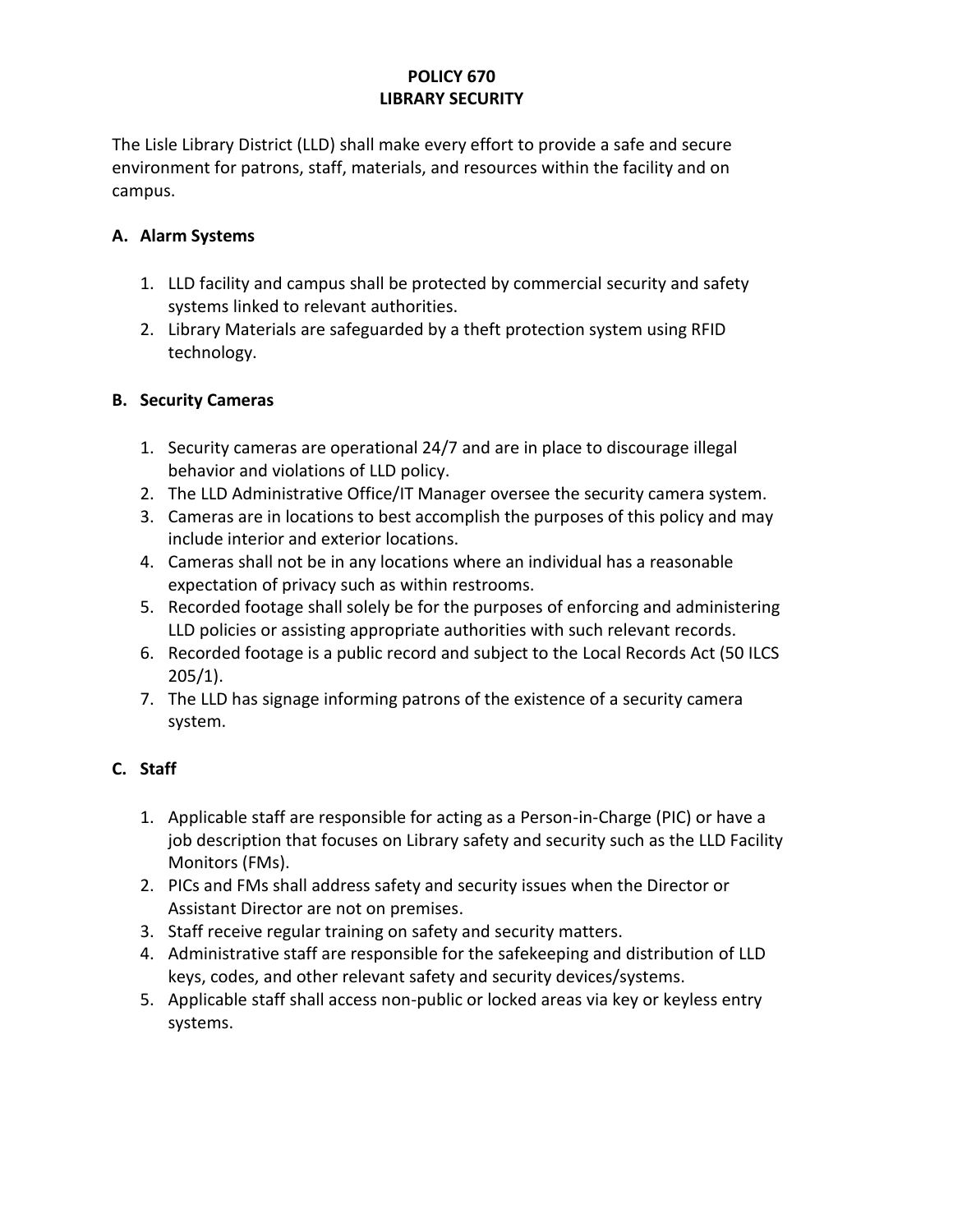# POLICY 670
# LIBRARY SECURITY

The Lisle Library District (LLD) shall make every effort to provide a safe and secure environment for patrons, staff, materials, and resources within the facility and on campus.

## A. Alarm Systems

1. LLD facility and campus shall be protected by commercial security and safety systems linked to relevant authorities.
2. Library Materials are safeguarded by a theft protection system using RFID technology.

## B. Security Cameras

1. Security cameras are operational 24/7 and are in place to discourage illegal behavior and violations of LLD policy.
2. The LLD Administrative Office/IT Manager oversee the security camera system.
3. Cameras are in locations to best accomplish the purposes of this policy and may include interior and exterior locations.
4. Cameras shall not be in any locations where an individual has a reasonable expectation of privacy such as within restrooms.
5. Recorded footage shall solely be for the purposes of enforcing and administering LLD policies or assisting appropriate authorities with such relevant records.
6. Recorded footage is a public record and subject to the Local Records Act (50 ILCS 205/1).
7. The LLD has signage informing patrons of the existence of a security camera system.

## C. Staff

1. Applicable staff are responsible for acting as a Person-in-Charge (PIC) or have a job description that focuses on Library safety and security such as the LLD Facility Monitors (FMs).
2. PICs and FMs shall address safety and security issues when the Director or Assistant Director are not on premises.
3. Staff receive regular training on safety and security matters.
4. Administrative staff are responsible for the safekeeping and distribution of LLD keys, codes, and other relevant safety and security devices/systems.
5. Applicable staff shall access non-public or locked areas via key or keyless entry systems.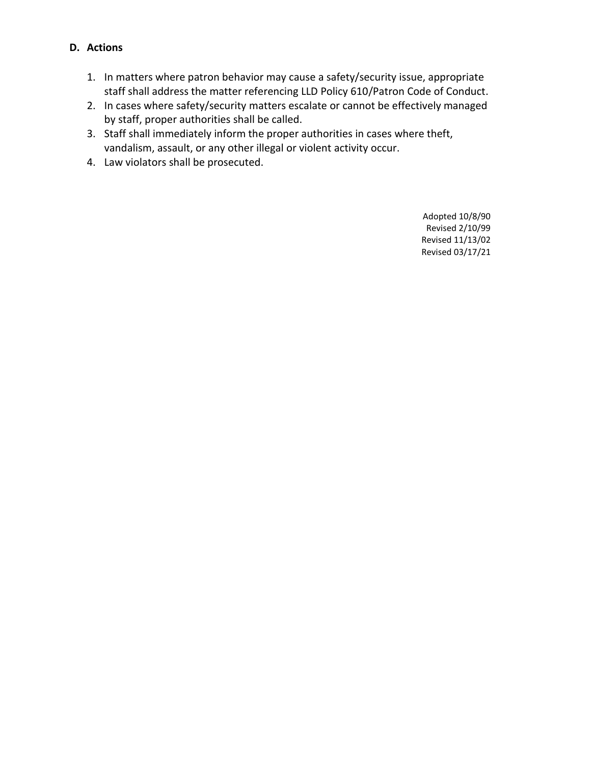## D. Actions

1. In matters where patron behavior may cause a safety/security issue, appropriate staff shall address the matter referencing LLD Policy 610/Patron Code of Conduct.
2. In cases where safety/security matters escalate or cannot be effectively managed by staff, proper authorities shall be called.
3. Staff shall immediately inform the proper authorities in cases where theft, vandalism, assault, or any other illegal or violent activity occur.
4. Law violators shall be prosecuted.

Adopted 10/8/90
Revised 2/10/99
Revised 11/13/02
Revised 03/17/21